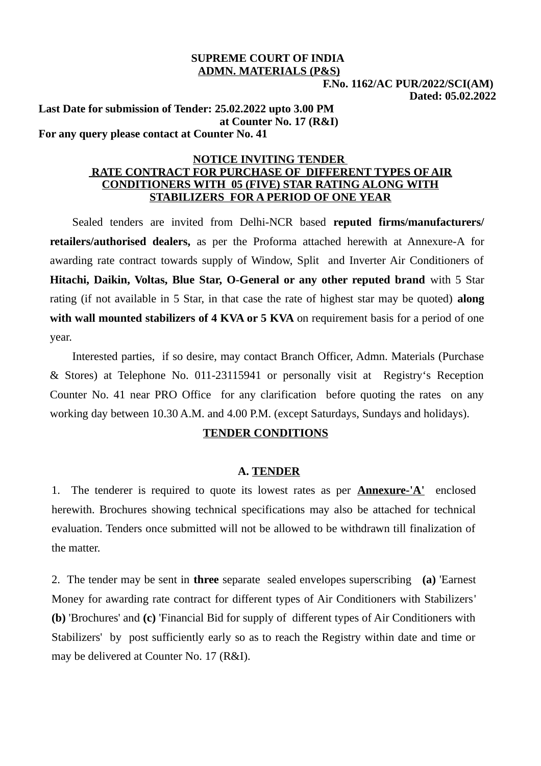**SUPREME COURT OF INDIA**
**ADMN. MATERIALS (P&S)**

**F.No. 1162/AC PUR/2022/SCI(AM)**
**Dated: 05.02.2022**

**Last Date for submission of Tender: 25.02.2022 upto 3.00 PM at Counter No. 17 (R&I)**
**For any query please contact at Counter No. 41**

## NOTICE INVITING TENDER
## RATE CONTRACT FOR PURCHASE OF DIFFERENT TYPES OF AIR CONDITIONERS WITH 05 (FIVE) STAR RATING ALONG WITH STABILIZERS FOR A PERIOD OF ONE YEAR

Sealed tenders are invited from Delhi-NCR based **reputed firms/manufacturers/ retailers/authorised dealers,** as per the Proforma attached herewith at Annexure-A for awarding rate contract towards supply of Window, Split and Inverter Air Conditioners of **Hitachi, Daikin, Voltas, Blue Star, O-General or any other reputed brand** with 5 Star rating (if not available in 5 Star, in that case the rate of highest star may be quoted) **along with wall mounted stabilizers of 4 KVA or 5 KVA** on requirement basis for a period of one year.

Interested parties, if so desire, may contact Branch Officer, Admn. Materials (Purchase & Stores) at Telephone No. 011-23115941 or personally visit at Registry's Reception Counter No. 41 near PRO Office for any clarification before quoting the rates on any working day between 10.30 A.M. and 4.00 P.M. (except Saturdays, Sundays and holidays).

### TENDER CONDITIONS

### A. TENDER

1. The tenderer is required to quote its lowest rates as per **Annexure-'A'** enclosed herewith. Brochures showing technical specifications may also be attached for technical evaluation. Tenders once submitted will not be allowed to be withdrawn till finalization of the matter.

2. The tender may be sent in **three** separate sealed envelopes superscribing **(a)** 'Earnest Money for awarding rate contract for different types of Air Conditioners with Stabilizers' **(b)** 'Brochures' and **(c)** 'Financial Bid for supply of different types of Air Conditioners with Stabilizers' by post sufficiently early so as to reach the Registry within date and time or may be delivered at Counter No. 17 (R&I).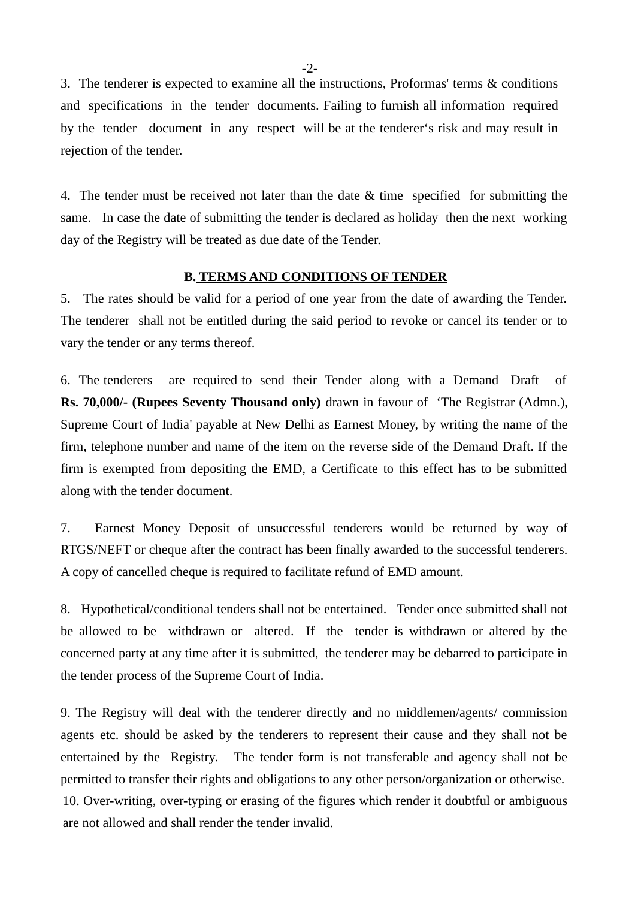3. The tenderer is expected to examine all the instructions, Proformas' terms & conditions and specifications in the tender documents. Failing to furnish all information required by the tender document in any respect will be at the tenderer‘s risk and may result in rejection of the tender.

4. The tender must be received not later than the date & time specified for submitting the same. In case the date of submitting the tender is declared as holiday then the next working day of the Registry will be treated as due date of the Tender.

## B. TERMS AND CONDITIONS OF TENDER

5. The rates should be valid for a period of one year from the date of awarding the Tender. The tenderer shall not be entitled during the said period to revoke or cancel its tender or to vary the tender or any terms thereof.

6. The tenderers are required to send their Tender along with a Demand Draft of **Rs. 70,000/- (Rupees Seventy Thousand only)** drawn in favour of ‘The Registrar (Admn.), Supreme Court of India' payable at New Delhi as Earnest Money, by writing the name of the firm, telephone number and name of the item on the reverse side of the Demand Draft. If the firm is exempted from depositing the EMD, a Certificate to this effect has to be submitted along with the tender document.

7. Earnest Money Deposit of unsuccessful tenderers would be returned by way of RTGS/NEFT or cheque after the contract has been finally awarded to the successful tenderers. A copy of cancelled cheque is required to facilitate refund of EMD amount.

8. Hypothetical/conditional tenders shall not be entertained. Tender once submitted shall not be allowed to be withdrawn or altered. If the tender is withdrawn or altered by the concerned party at any time after it is submitted, the tenderer may be debarred to participate in the tender process of the Supreme Court of India.

9. The Registry will deal with the tenderer directly and no middlemen/agents/ commission agents etc. should be asked by the tenderers to represent their cause and they shall not be entertained by the Registry. The tender form is not transferable and agency shall not be permitted to transfer their rights and obligations to any other person/organization or otherwise.

10. Over-writing, over-typing or erasing of the figures which render it doubtful or ambiguous are not allowed and shall render the tender invalid.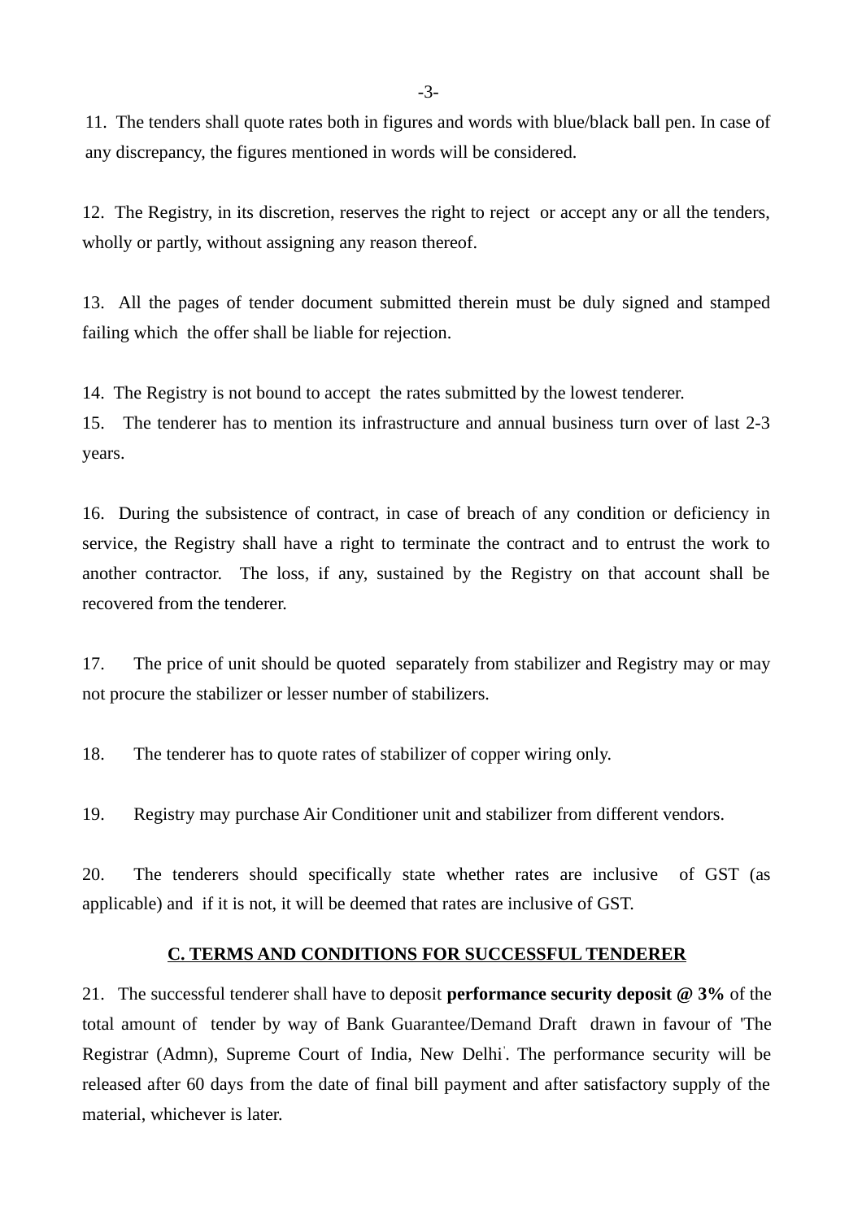11. The tenders shall quote rates both in figures and words with blue/black ball pen. In case of any discrepancy, the figures mentioned in words will be considered.

12. The Registry, in its discretion, reserves the right to reject or accept any or all the tenders, wholly or partly, without assigning any reason thereof.

13. All the pages of tender document submitted therein must be duly signed and stamped failing which the offer shall be liable for rejection.

14. The Registry is not bound to accept the rates submitted by the lowest tenderer.

15. The tenderer has to mention its infrastructure and annual business turn over of last 2-3 years.

16. During the subsistence of contract, in case of breach of any condition or deficiency in service, the Registry shall have a right to terminate the contract and to entrust the work to another contractor. The loss, if any, sustained by the Registry on that account shall be recovered from the tenderer.

17. The price of unit should be quoted separately from stabilizer and Registry may or may not procure the stabilizer or lesser number of stabilizers.

18. The tenderer has to quote rates of stabilizer of copper wiring only.

19. Registry may purchase Air Conditioner unit and stabilizer from different vendors.

20. The tenderers should specifically state whether rates are inclusive of GST (as applicable) and if it is not, it will be deemed that rates are inclusive of GST.

## C. TERMS AND CONDITIONS FOR SUCCESSFUL TENDERER

21. The successful tenderer shall have to deposit **performance security deposit @ 3%** of the total amount of tender by way of Bank Guarantee/Demand Draft drawn in favour of 'The Registrar (Admn), Supreme Court of India, New Delhi'. The performance security will be released after 60 days from the date of final bill payment and after satisfactory supply of the material, whichever is later.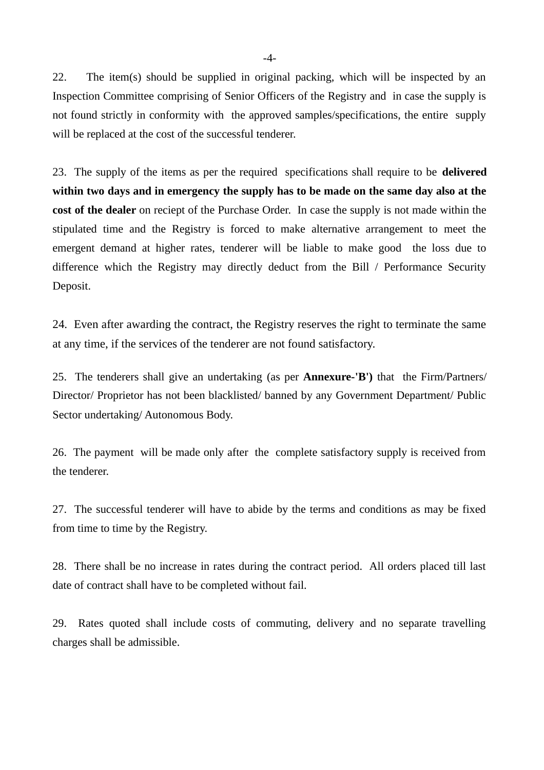22. The item(s) should be supplied in original packing, which will be inspected by an Inspection Committee comprising of Senior Officers of the Registry and in case the supply is not found strictly in conformity with the approved samples/specifications, the entire supply will be replaced at the cost of the successful tenderer.

23. The supply of the items as per the required specifications shall require to be **delivered within two days and in emergency the supply has to be made on the same day also at the cost of the dealer** on reciept of the Purchase Order. In case the supply is not made within the stipulated time and the Registry is forced to make alternative arrangement to meet the emergent demand at higher rates, tenderer will be liable to make good the loss due to difference which the Registry may directly deduct from the Bill / Performance Security Deposit.

24. Even after awarding the contract, the Registry reserves the right to terminate the same at any time, if the services of the tenderer are not found satisfactory.

25. The tenderers shall give an undertaking (as per **Annexure-'B')** that the Firm/Partners/ Director/ Proprietor has not been blacklisted/ banned by any Government Department/ Public Sector undertaking/ Autonomous Body.

26. The payment will be made only after the complete satisfactory supply is received from the tenderer.

27. The successful tenderer will have to abide by the terms and conditions as may be fixed from time to time by the Registry.

28. There shall be no increase in rates during the contract period. All orders placed till last date of contract shall have to be completed without fail.

29. Rates quoted shall include costs of commuting, delivery and no separate travelling charges shall be admissible.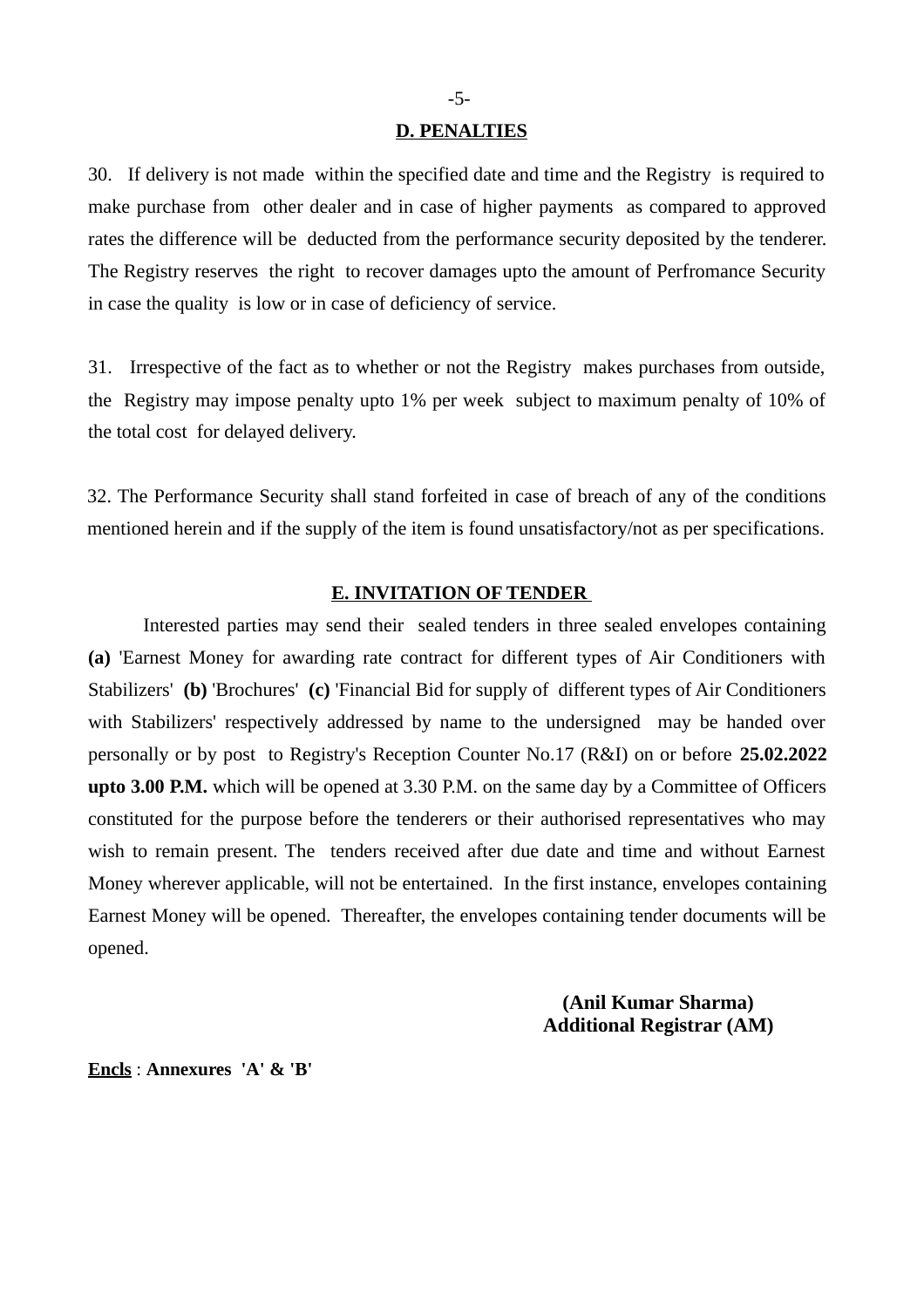## D. PENALTIES

30. If delivery is not made within the specified date and time and the Registry is required to make purchase from other dealer and in case of higher payments as compared to approved rates the difference will be deducted from the performance security deposited by the tenderer. The Registry reserves the right to recover damages upto the amount of Perfromance Security in case the quality is low or in case of deficiency of service.

31. Irrespective of the fact as to whether or not the Registry makes purchases from outside, the Registry may impose penalty upto 1% per week subject to maximum penalty of 10% of the total cost for delayed delivery.

32. The Performance Security shall stand forfeited in case of breach of any of the conditions mentioned herein and if the supply of the item is found unsatisfactory/not as per specifications.

## E. INVITATION OF TENDER

Interested parties may send their sealed tenders in three sealed envelopes containing **(a)** 'Earnest Money for awarding rate contract for different types of Air Conditioners with Stabilizers' **(b)** 'Brochures' **(c)** 'Financial Bid for supply of different types of Air Conditioners with Stabilizers' respectively addressed by name to the undersigned may be handed over personally or by post to Registry's Reception Counter No.17 (R&I) on or before **25.02.2022 upto 3.00 P.M.** which will be opened at 3.30 P.M. on the same day by a Committee of Officers constituted for the purpose before the tenderers or their authorised representatives who may wish to remain present. The tenders received after due date and time and without Earnest Money wherever applicable, will not be entertained. In the first instance, envelopes containing Earnest Money will be opened. Thereafter, the envelopes containing tender documents will be opened.

**(Anil Kumar Sharma)**
**Additional Registrar (AM)**

**Encls** : **Annexures 'A' & 'B'**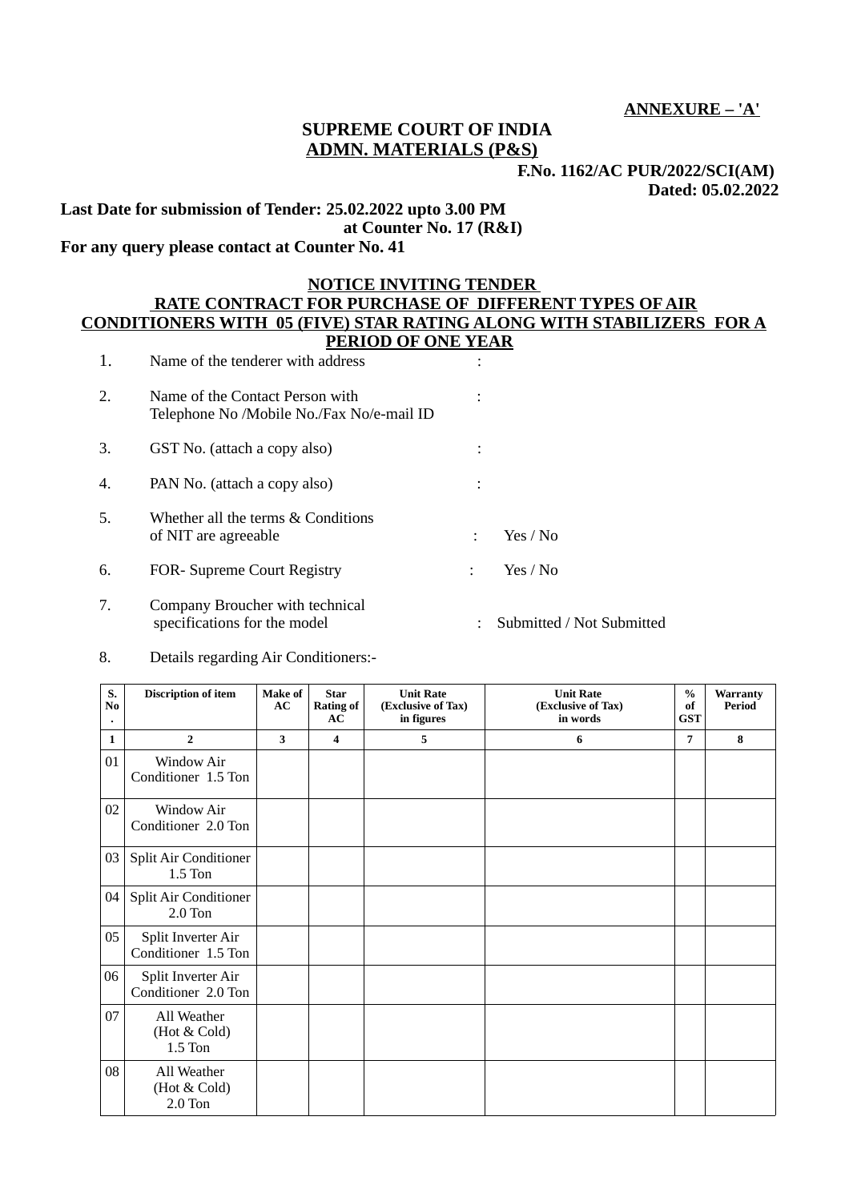**ANNEXURE – 'A'**

**SUPREME COURT OF INDIA**
**ADMN. MATERIALS (P&S)**

**F.No. 1162/AC PUR/2022/SCI(AM)**
**Dated: 05.02.2022**

**Last Date for submission of Tender: 25.02.2022 upto 3.00 PM**
**at Counter No. 17 (R&I)**
**For any query please contact at Counter No. 41**

## NOTICE INVITING TENDER
## RATE CONTRACT FOR PURCHASE OF DIFFERENT TYPES OF AIR CONDITIONERS WITH 05 (FIVE) STAR RATING ALONG WITH STABILIZERS FOR A PERIOD OF ONE YEAR

1. Name of the tenderer with address :
2. Name of the Contact Person with Telephone No /Mobile No./Fax No/e-mail ID :
3. GST No. (attach a copy also) :
4. PAN No. (attach a copy also) :
5. Whether all the terms & Conditions of NIT are agreeable : Yes / No
6. FOR- Supreme Court Registry : Yes / No
7. Company Broucher with technical specifications for the model : Submitted / Not Submitted
8. Details regarding Air Conditioners:-

| S. No. | Discription of item | Make of AC | Star Rating of AC | Unit Rate (Exclusive of Tax) in figures | Unit Rate (Exclusive of Tax) in words | % of GST | Warranty Period |
|---|---|---|---|---|---|---|---|
| 1 | 2 | 3 | 4 | 5 | 6 | 7 | 8 |
| 01 | Window Air Conditioner 1.5 Ton | | | | | | |
| 02 | Window Air Conditioner 2.0 Ton | | | | | | |
| 03 | Split Air Conditioner 1.5 Ton | | | | | | |
| 04 | Split Air Conditioner 2.0 Ton | | | | | | |
| 05 | Split Inverter Air Conditioner 1.5 Ton | | | | | | |
| 06 | Split Inverter Air Conditioner 2.0 Ton | | | | | | |
| 07 | All Weather (Hot & Cold) 1.5 Ton | | | | | | |
| 08 | All Weather (Hot & Cold) 2.0 Ton | | | | | | |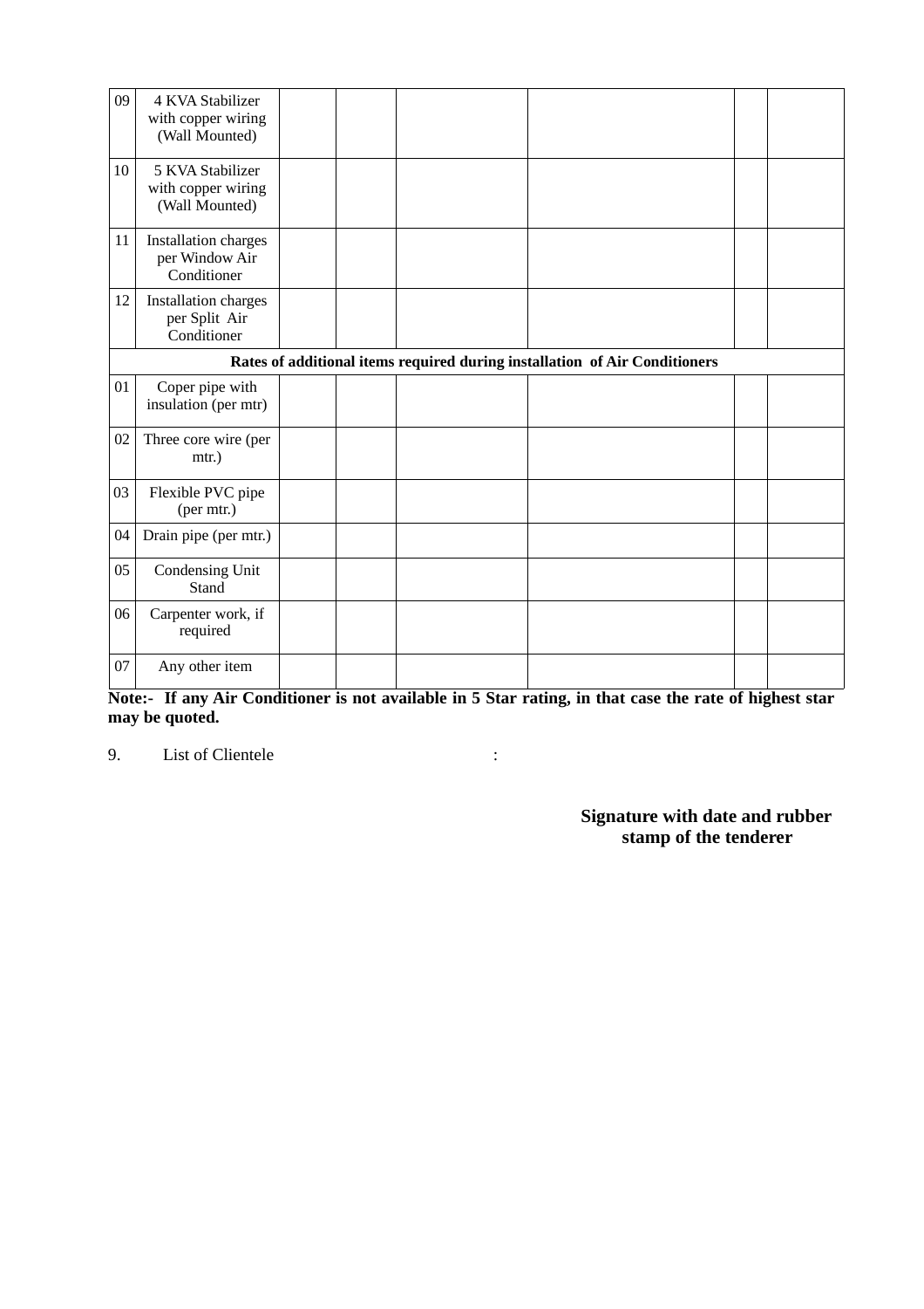| 09 | 4 KVA Stabilizer with copper wiring (Wall Mounted) | | | | | | |
|---|---|---|---|---|---|---|---|
| 10 | 5 KVA Stabilizer with copper wiring (Wall Mounted) | | | | | | |
| 11 | Installation charges per Window Air Conditioner | | | | | | |
| 12 | Installation charges per Split Air Conditioner | | | | | | |
| **Rates of additional items required during installation of Air Conditioners** | | | | | | | |
| 01 | Coper pipe with insulation (per mtr) | | | | | | |
| 02 | Three core wire (per mtr.) | | | | | | |
| 03 | Flexible PVC pipe (per mtr.) | | | | | | |
| 04 | Drain pipe (per mtr.) | | | | | | |
| 05 | Condensing Unit Stand | | | | | | |
| 06 | Carpenter work, if required | | | | | | |
| 07 | Any other item | | | | | | |

**Note:- If any Air Conditioner is not available in 5 Star rating, in that case the rate of highest star may be quoted.**

9. List of Clientele :

**Signature with date and rubber stamp of the tenderer**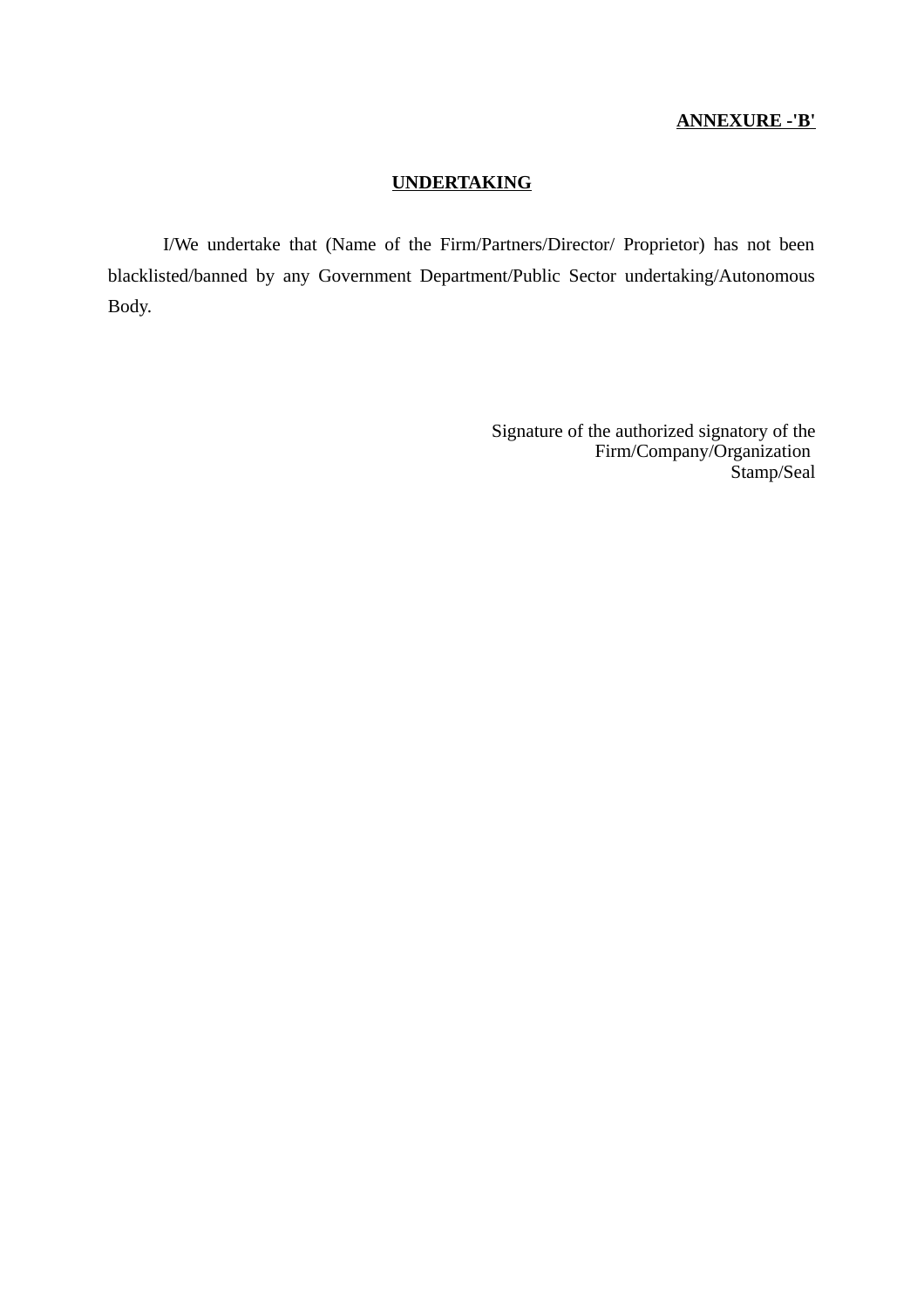**ANNEXURE -'B'**

## UNDERTAKING

I/We undertake that (Name of the Firm/Partners/Director/ Proprietor) has not been blacklisted/banned by any Government Department/Public Sector undertaking/Autonomous Body.

Signature of the authorized signatory of the
Firm/Company/Organization
Stamp/Seal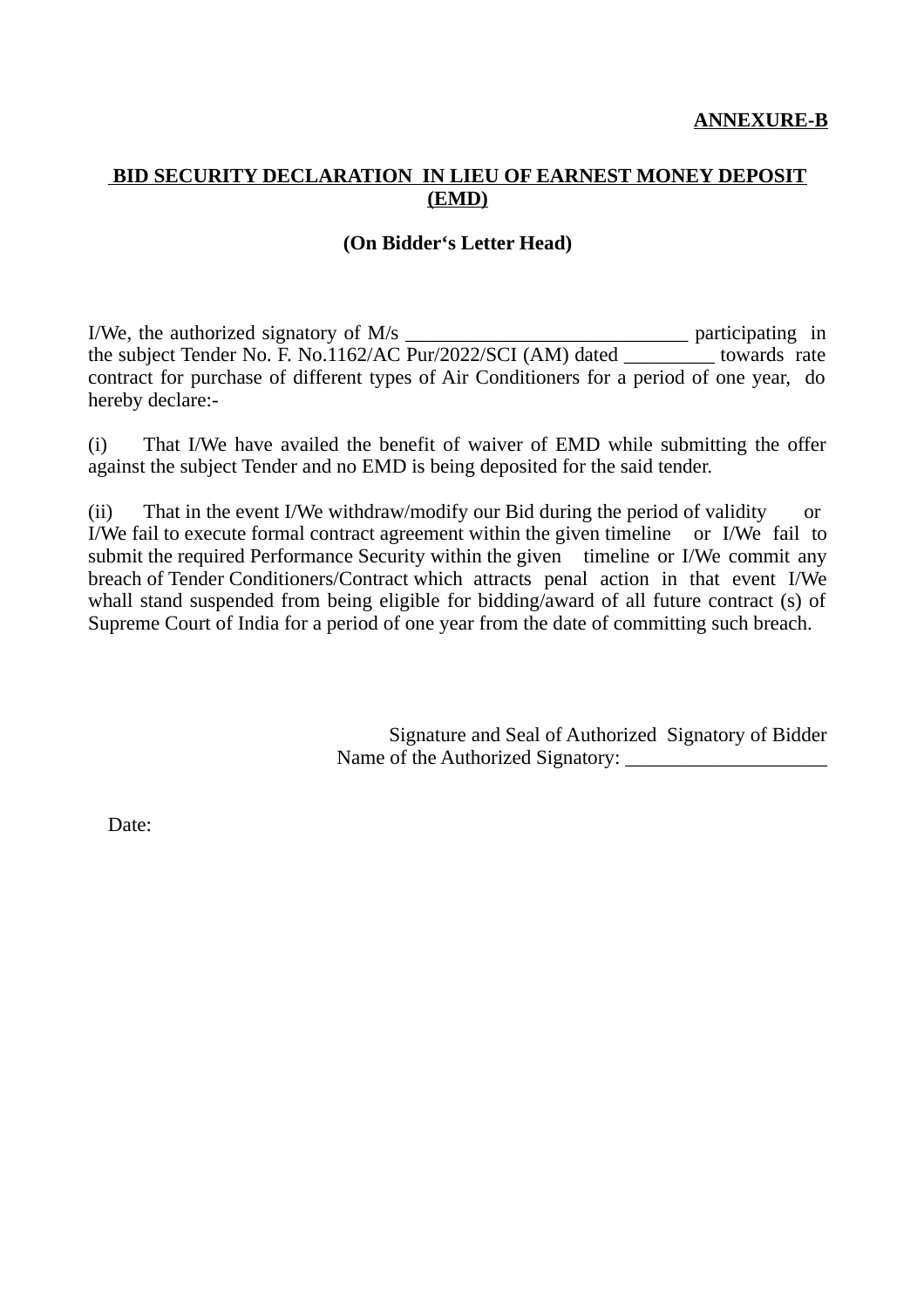**ANNEXURE-B**

## BID SECURITY DECLARATION IN LIEU OF EARNEST MONEY DEPOSIT (EMD)

**(On Bidder‘s Letter Head)**

I/We, the authorized signatory of M/s ___________________________ participating in the subject Tender No. F. No.1162/AC Pur/2022/SCI (AM) dated _________ towards rate contract for purchase of different types of Air Conditioners for a period of one year, do hereby declare:-

(i) That I/We have availed the benefit of waiver of EMD while submitting the offer against the subject Tender and no EMD is being deposited for the said tender.

(ii) That in the event I/We withdraw/modify our Bid during the period of validity or I/We fail to execute formal contract agreement within the given timeline or I/We fail to submit the required Performance Security within the given timeline or I/We commit any breach of Tender Conditioners/Contract which attracts penal action in that event I/We whall stand suspended from being eligible for bidding/award of all future contract (s) of Supreme Court of India for a period of one year from the date of committing such breach.

Signature and Seal of Authorized Signatory of Bidder
Name of the Authorized Signatory: ____________________

Date: